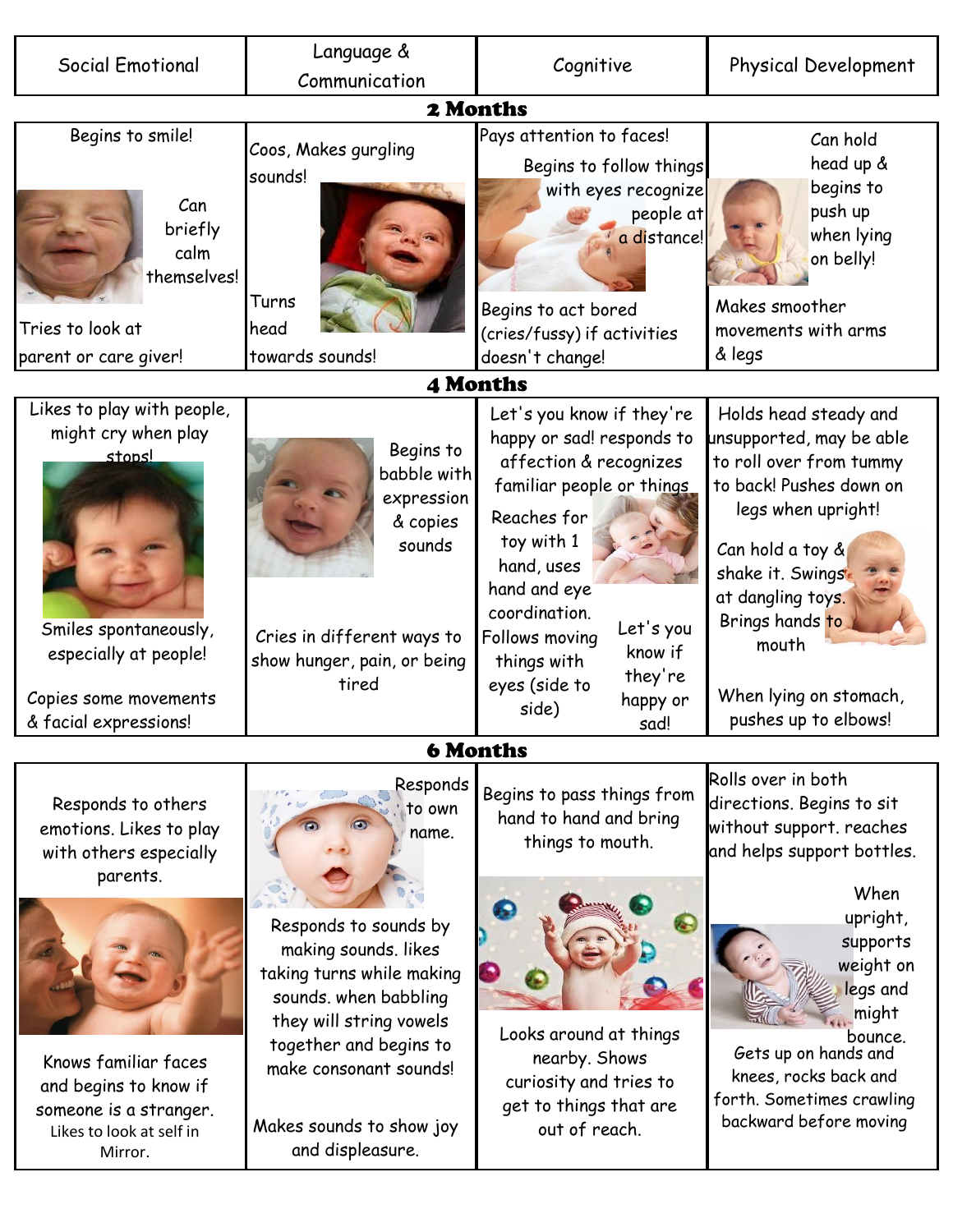| Social Emotional | Language & Communication | Cognitive | Physical Development |
|---|---|---|---|
| **2 Months** | | | |
| Begins to smile! Can briefly calm themselves! Tries to look at parent or care giver! | Coos, Makes gurgling sounds! Turns head towards sounds! | Pays attention to faces! Begins to follow things with eyes recognize people at a distance! Begins to act bored (cries/fussy) if activities doesn't change! | Can hold head up & begins to push up when lying on belly! Makes smoother movements with arms & legs |
| **4 Months** | | | |
| Likes to play with people, might cry when play stops! Smiles spontaneously, especially at people! Copies some movements & facial expressions! | Begins to babble with expression & copies sounds. Cries in different ways to show hunger, pain, or being tired | Let's you know if they're happy or sad! responds to affection & recognizes familiar people or things. Reaches for toy with 1 hand, uses hand and eye coordination. Follows moving things with eyes (side to side). Let's you know if they're happy or sad! | Holds head steady and unsupported, may be able to roll over from tummy to back! Pushes down on legs when upright! Can hold a toy & shake it. Swings at dangling toys. Brings hands to mouth. When lying on stomach, pushes up to elbows! |
| **6 Months** | | | |
| Responds to others emotions. Likes to play with others especially parents. Knows familiar faces and begins to know if someone is a stranger. Likes to look at self in Mirror. | Responds to own name. Responds to sounds by making sounds. likes taking turns while making sounds. when babbling they will string vowels together and begins to make consonant sounds! Makes sounds to show joy and displeasure. | Begins to pass things from hand to hand and bring things to mouth. Looks around at things nearby. Shows curiosity and tries to get to things that are out of reach. | Rolls over in both directions. Begins to sit without support. reaches and helps support bottles. When upright, supports weight on legs and might bounce. Gets up on hands and knees, rocks back and forth. Sometimes crawling backward before moving |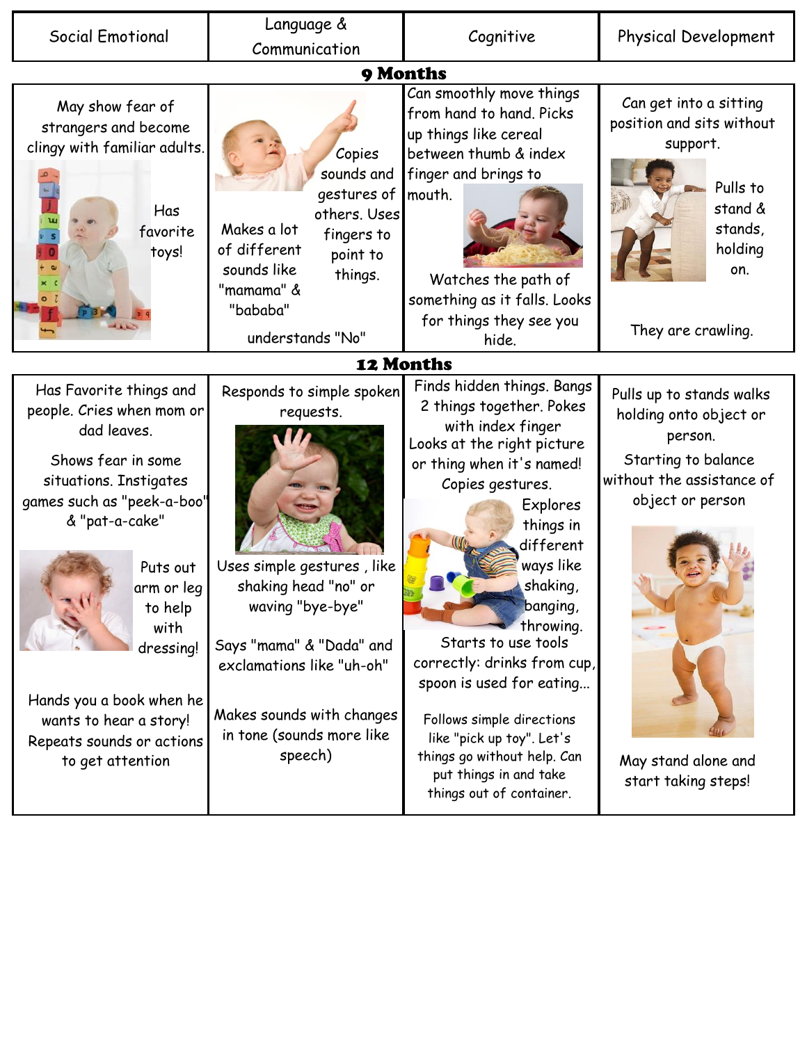| Social Emotional | Language & Communication | Cognitive | Physical Development |
|---|---|---|---|
| **9 Months** | | | |
| May show fear of strangers and become clingy with familiar adults. Has favorite toys! | Copies sounds and gestures of others. Uses fingers to point to things. Makes a lot of different sounds like "mamama" & "bababa" understands "No" | Can smoothly move things from hand to hand. Picks up things like cereal between thumb & index finger and brings to mouth. Watches the path of something as it falls. Looks for things they see you hide. | Can get into a sitting position and sits without support. Pulls to stand & stands, holding on. They are crawling. |
| **12 Months** | | | |
| Has Favorite things and people. Cries when mom or dad leaves. Shows fear in some situations. Instigates games such as "peek-a-boo" & "pat-a-cake" Puts out arm or leg to help with dressing! Hands you a book when he wants to hear a story! Repeats sounds or actions to get attention | Responds to simple spoken requests. Uses simple gestures , like shaking head "no" or waving "bye-bye" Says "mama" & "Dada" and exclamations like "uh-oh" Makes sounds with changes in tone (sounds more like speech) | Finds hidden things. Bangs 2 things together. Pokes with index finger Looks at the right picture or thing when it's named! Copies gestures. Explores things in different ways like shaking, banging, throwing. Starts to use tools correctly: drinks from cup, spoon is used for eating... Follows simple directions like "pick up toy". Let's things go without help. Can put things in and take things out of container. | Pulls up to stands walks holding onto object or person. Starting to balance without the assistance of object or person May stand alone and start taking steps! |